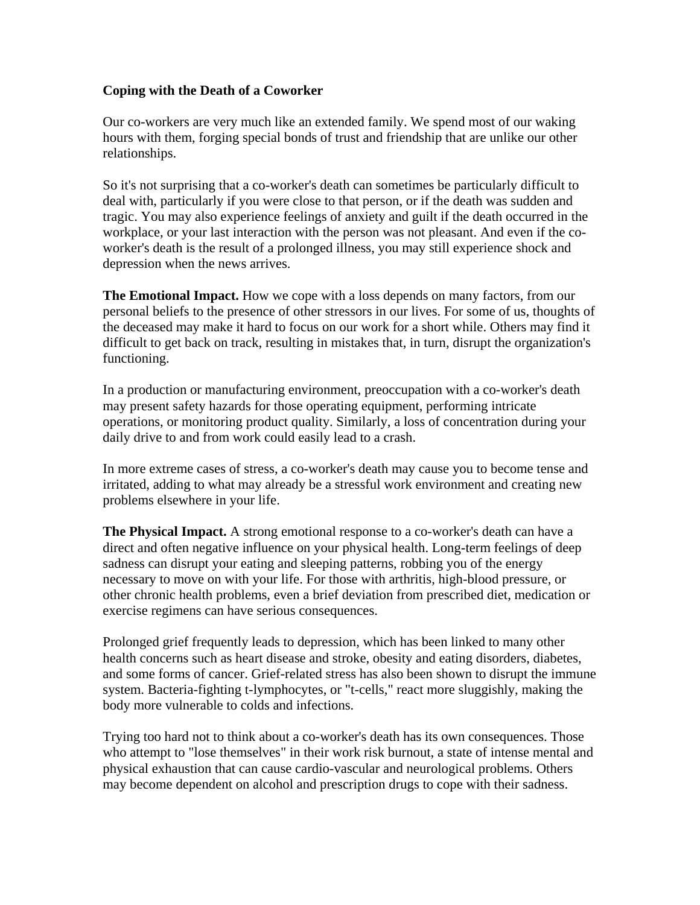**Coping with the Death of a Coworker**

Our co-workers are very much like an extended family. We spend most of our waking hours with them, forging special bonds of trust and friendship that are unlike our other relationships.

So it's not surprising that a co-worker's death can sometimes be particularly difficult to deal with, particularly if you were close to that person, or if the death was sudden and tragic. You may also experience feelings of anxiety and guilt if the death occurred in the workplace, or your last interaction with the person was not pleasant. And even if the co-worker's death is the result of a prolonged illness, you may still experience shock and depression when the news arrives.

**The Emotional Impact.** How we cope with a loss depends on many factors, from our personal beliefs to the presence of other stressors in our lives. For some of us, thoughts of the deceased may make it hard to focus on our work for a short while. Others may find it difficult to get back on track, resulting in mistakes that, in turn, disrupt the organization's functioning.

In a production or manufacturing environment, preoccupation with a co-worker's death may present safety hazards for those operating equipment, performing intricate operations, or monitoring product quality. Similarly, a loss of concentration during your daily drive to and from work could easily lead to a crash.

In more extreme cases of stress, a co-worker's death may cause you to become tense and irritated, adding to what may already be a stressful work environment and creating new problems elsewhere in your life.

**The Physical Impact.** A strong emotional response to a co-worker's death can have a direct and often negative influence on your physical health. Long-term feelings of deep sadness can disrupt your eating and sleeping patterns, robbing you of the energy necessary to move on with your life. For those with arthritis, high-blood pressure, or other chronic health problems, even a brief deviation from prescribed diet, medication or exercise regimens can have serious consequences.

Prolonged grief frequently leads to depression, which has been linked to many other health concerns such as heart disease and stroke, obesity and eating disorders, diabetes, and some forms of cancer. Grief-related stress has also been shown to disrupt the immune system. Bacteria-fighting t-lymphocytes, or "t-cells," react more sluggishly, making the body more vulnerable to colds and infections.

Trying too hard not to think about a co-worker's death has its own consequences. Those who attempt to "lose themselves" in their work risk burnout, a state of intense mental and physical exhaustion that can cause cardio-vascular and neurological problems. Others may become dependent on alcohol and prescription drugs to cope with their sadness.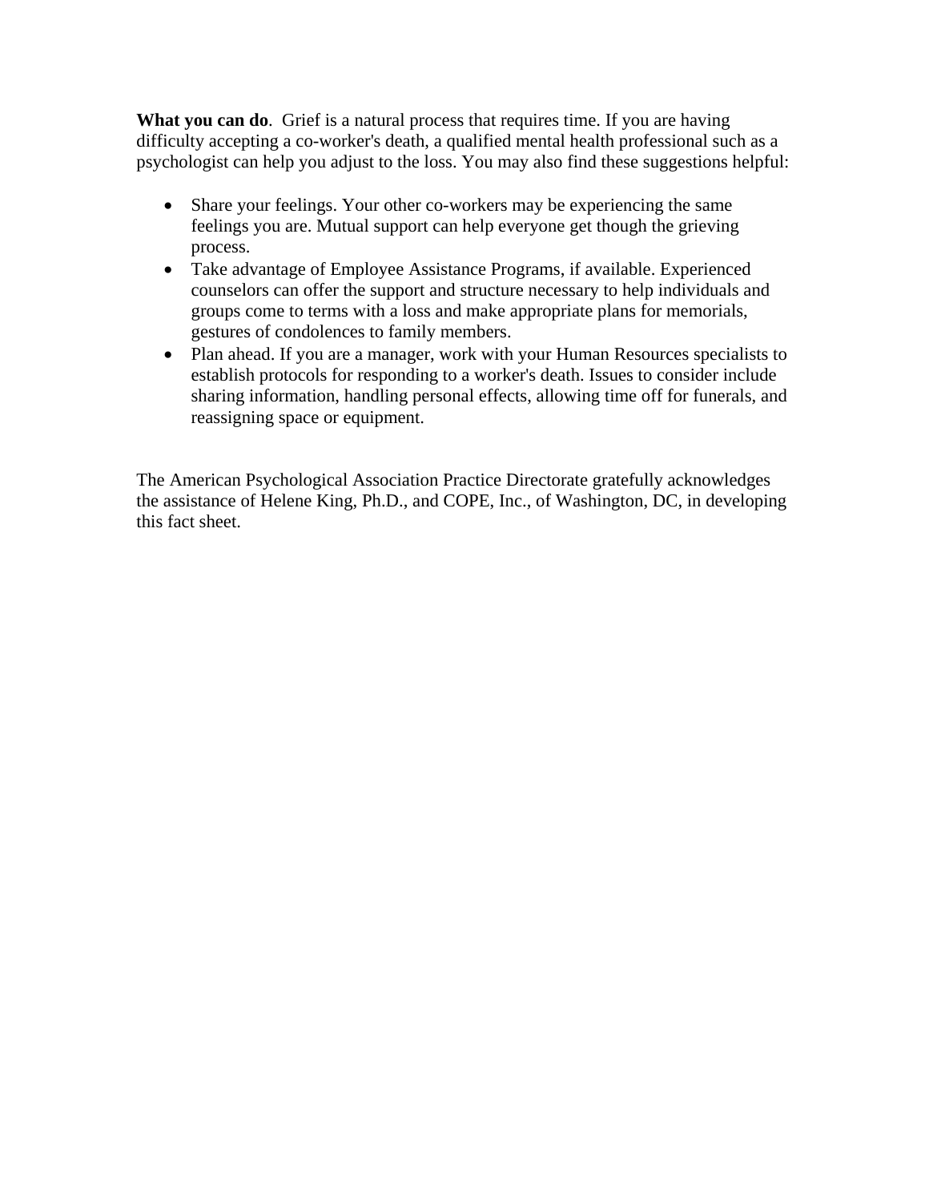**What you can do**. Grief is a natural process that requires time. If you are having difficulty accepting a co-worker's death, a qualified mental health professional such as a psychologist can help you adjust to the loss. You may also find these suggestions helpful:

- Share your feelings. Your other co-workers may be experiencing the same feelings you are. Mutual support can help everyone get though the grieving process.
- Take advantage of Employee Assistance Programs, if available. Experienced counselors can offer the support and structure necessary to help individuals and groups come to terms with a loss and make appropriate plans for memorials, gestures of condolences to family members.
- Plan ahead. If you are a manager, work with your Human Resources specialists to establish protocols for responding to a worker's death. Issues to consider include sharing information, handling personal effects, allowing time off for funerals, and reassigning space or equipment.

The American Psychological Association Practice Directorate gratefully acknowledges the assistance of Helene King, Ph.D., and COPE, Inc., of Washington, DC, in developing this fact sheet.